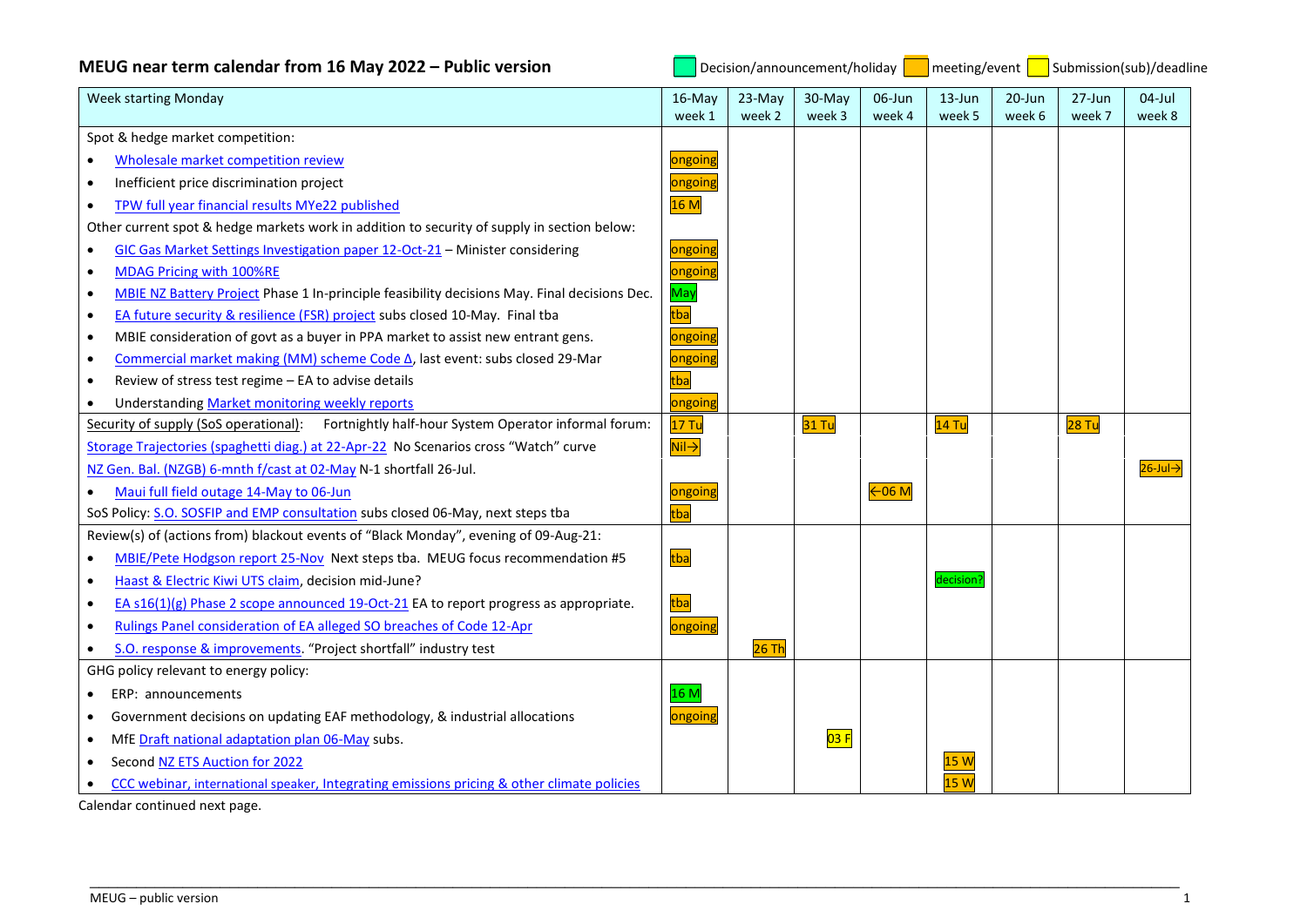## MEUG near term calendar from 16 May 2022 – Public version

Decision/announcement/holiday | meeting/event | Submission(sub)/deadline

| Week starting Monday | 16-May week 1 | 23-May week 2 | 30-May week 3 | 06-Jun week 4 | 13-Jun week 5 | 20-Jun week 6 | 27-Jun week 7 | 04-Jul week 8 |
|---|---|---|---|---|---|---|---|---|
| Spot & hedge market competition: | | | | | | | | |
| • Wholesale market competition review | ongoing | | | | | | | |
| • Inefficient price discrimination project | ongoing | | | | | | | |
| • TPW full year financial results MYe22 published | 16 M | | | | | | | |
| Other current spot & hedge markets work in addition to security of supply in section below: | | | | | | | | |
| • GIC Gas Market Settings Investigation paper 12-Oct-21 – Minister considering | ongoing | | | | | | | |
| • MDAG Pricing with 100%RE | ongoing | | | | | | | |
| • MBIE NZ Battery Project Phase 1 In-principle feasibility decisions May. Final decisions Dec. | May | | | | | | | |
| • EA future security & resilience (FSR) project subs closed 10-May. Final tba | tba | | | | | | | |
| • MBIE consideration of govt as a buyer in PPA market to assist new entrant gens. | ongoing | | | | | | | |
| • Commercial market making (MM) scheme Code Δ, last event: subs closed 29-Mar | ongoing | | | | | | | |
| • Review of stress test regime – EA to advise details | tba | | | | | | | |
| • Understanding Market monitoring weekly reports | ongoing | | | | | | | |
| Security of supply (SoS operational): Fortnightly half-hour System Operator informal forum: | 17 Tu | | 31 Tu | | 14 Tu | | 28 Tu | |
| Storage Trajectories (spaghetti diag.) at 22-Apr-22 No Scenarios cross "Watch" curve | Nil→ | | | | | | | |
| NZ Gen. Bal. (NZGB) 6-mnth f/cast at 02-May N-1 shortfall 26-Jul. | | | | | | | | 26-Jul→ |
| • Maui full field outage 14-May to 06-Jun | ongoing | | | ←06 M | | | | |
| SoS Policy: S.O. SOSFIP and EMP consultation subs closed 06-May, next steps tba | tba | | | | | | | |
| Review(s) of (actions from) blackout events of "Black Monday", evening of 09-Aug-21: | | | | | | | | |
| • MBIE/Pete Hodgson report 25-Nov Next steps tba. MEUG focus recommendation #5 | tba | | | | | | | |
| • Haast & Electric Kiwi UTS claim, decision mid-June? | | | | | decision? | | | |
| • EA s16(1)(g) Phase 2 scope announced 19-Oct-21 EA to report progress as appropriate. | tba | | | | | | | |
| • Rulings Panel consideration of EA alleged SO breaches of Code 12-Apr | ongoing | | | | | | | |
| • S.O. response & improvements. "Project shortfall" industry test | | 26 Th | | | | | | |
| GHG policy relevant to energy policy: | | | | | | | | |
| • ERP: announcements | 16 M | | | | | | | |
| • Government decisions on updating EAF methodology, & industrial allocations | ongoing | | | | | | | |
| • MfE Draft national adaptation plan 06-May subs. | | | 03 F | | | | | |
| • Second NZ ETS Auction for 2022 | | | | | 15 W | | | |
| • CCC webinar, international speaker, Integrating emissions pricing & other climate policies | | | | | 15 W | | | |

Calendar continued next page.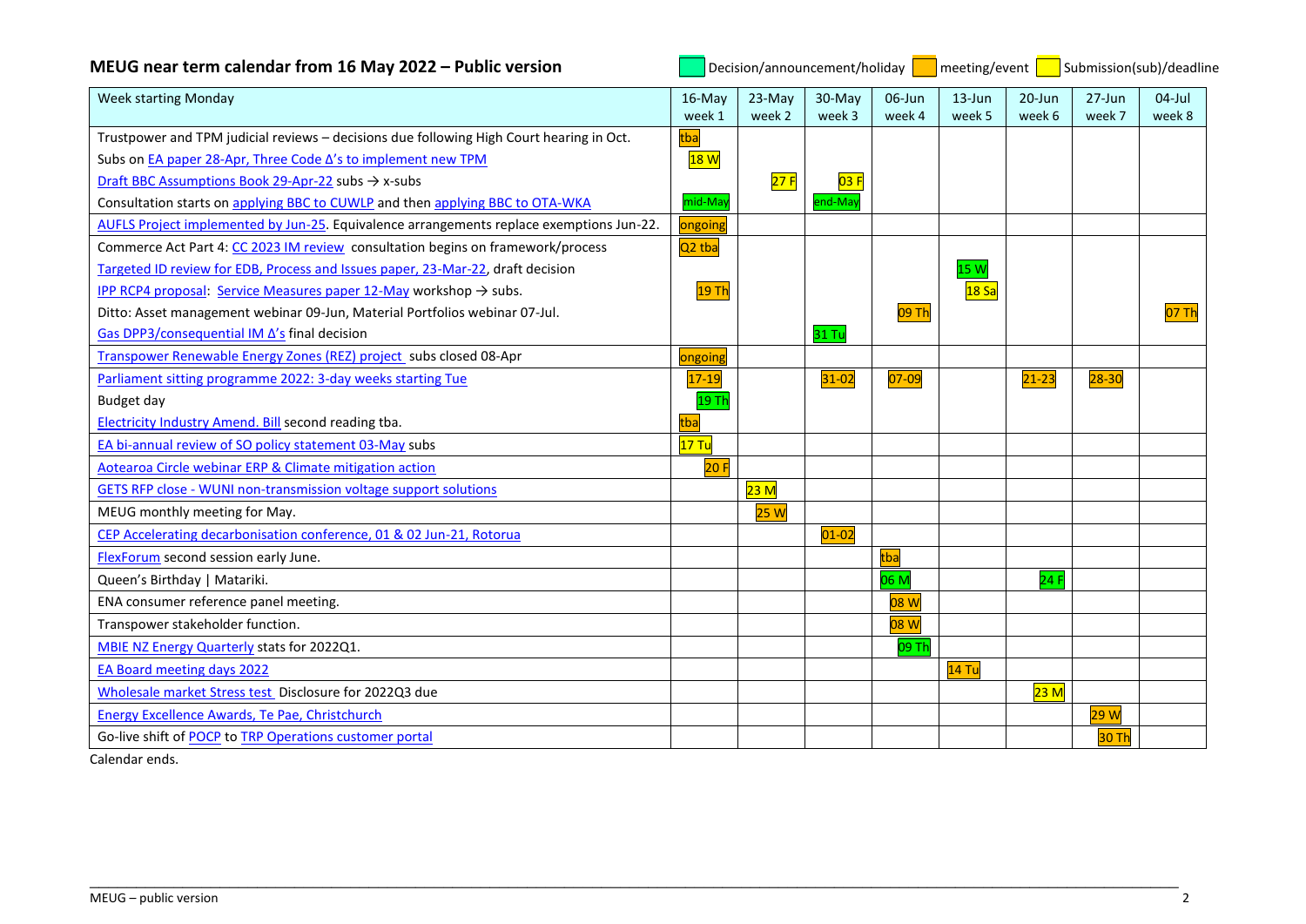## MEUG near term calendar from 16 May 2022 – Public version

Decision/announcement/holiday | meeting/event | Submission(sub)/deadline

| Week starting Monday | 16-May week 1 | 23-May week 2 | 30-May week 3 | 06-Jun week 4 | 13-Jun week 5 | 20-Jun week 6 | 27-Jun week 7 | 04-Jul week 8 |
|---|---|---|---|---|---|---|---|---|
| Trustpower and TPM judicial reviews – decisions due following High Court hearing in Oct. | tba | | | | | | | |
| Subs on EA paper 28-Apr, Three Code Δ's to implement new TPM | 18 W | | | | | | | |
| Draft BBC Assumptions Book 29-Apr-22 subs → x-subs | | 27 F | 03 F | | | | | |
| Consultation starts on applying BBC to CUWLP and then applying BBC to OTA-WKA | mid-May | | end-May | | | | | |
| AUFLS Project implemented by Jun-25. Equivalence arrangements replace exemptions Jun-22. | ongoing | | | | | | | |
| Commerce Act Part 4: CC 2023 IM review consultation begins on framework/process | Q2 tba | | | | | | | |
| Targeted ID review for EDB, Process and Issues paper, 23-Mar-22, draft decision | | | | | 15 W | | | |
| IPP RCP4 proposal: Service Measures paper 12-May workshop → subs. | 19 Th | | | | 18 Sa | | | |
| Ditto: Asset management webinar 09-Jun, Material Portfolios webinar 07-Jul. | | | | 09 Th | | | | 07 Th |
| Gas DPP3/consequential IM Δ's final decision | | | 31 Tu | | | | | |
| Transpower Renewable Energy Zones (REZ) project subs closed 08-Apr | ongoing | | | | | | | |
| Parliament sitting programme 2022: 3-day weeks starting Tue | 17-19 | | 31-02 | 07-09 | | 21-23 | 28-30 | |
| Budget day | 19 Th | | | | | | | |
| Electricity Industry Amend. Bill second reading tba. | tba | | | | | | | |
| EA bi-annual review of SO policy statement 03-May subs | 17 Tu | | | | | | | |
| Aotearoa Circle webinar ERP & Climate mitigation action | 20 F | | | | | | | |
| GETS RFP close - WUNI non-transmission voltage support solutions | | 23 M | | | | | | |
| MEUG monthly meeting for May. | | 25 W | | | | | | |
| CEP Accelerating decarbonisation conference, 01 & 02 Jun-21, Rotorua | | | 01-02 | | | | | |
| FlexForum second session early June. | | | | tba | | | | |
| Queen's Birthday \| Matariki. | | | | 06 M | | 24 F | | |
| ENA consumer reference panel meeting. | | | | 08 W | | | | |
| Transpower stakeholder function. | | | | 08 W | | | | |
| MBIE NZ Energy Quarterly stats for 2022Q1. | | | | 09 Th | | | | |
| EA Board meeting days 2022 | | | | | 14 Tu | | | |
| Wholesale market Stress test Disclosure for 2022Q3 due | | | | | | 23 M | | |
| Energy Excellence Awards, Te Pae, Christchurch | | | | | | | 29 W | |
| Go-live shift of POCP to TRP Operations customer portal | | | | | | | 30 Th | |

Calendar ends.